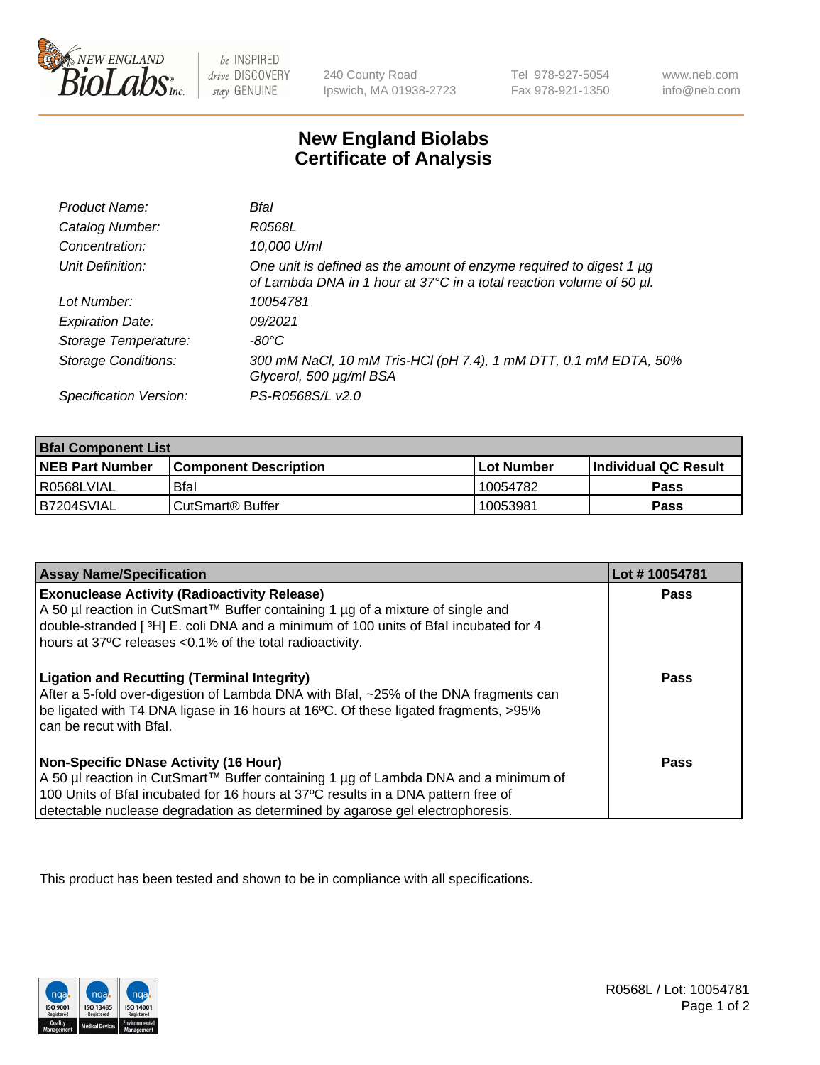# New England Biolabs Certificate of Analysis

| | |
|---|---|
| *Product Name:* | *BfaI* |
| *Catalog Number:* | *R0568L* |
| *Concentration:* | *10,000 U/ml* |
| *Unit Definition:* | *One unit is defined as the amount of enzyme required to digest 1 µg of Lambda DNA in 1 hour at 37°C in a total reaction volume of 50 µl.* |
| *Lot Number:* | *10054781* |
| *Expiration Date:* | *09/2021* |
| *Storage Temperature:* | *-80°C* |
| *Storage Conditions:* | *300 mM NaCl, 10 mM Tris-HCl (pH 7.4), 1 mM DTT, 0.1 mM EDTA, 50% Glycerol, 500 µg/ml BSA* |
| *Specification Version:* | *PS-R0568S/L v2.0* |

| **BfaI Component List** | | | |
|---|---|---|---|
| **NEB Part Number** | **Component Description** | **Lot Number** | **Individual QC Result** |
| R0568LVIAL | BfaI | 10054782 | **Pass** |
| B7204SVIAL | CutSmart® Buffer | 10053981 | **Pass** |

| **Assay Name/Specification** | **Lot # 10054781** |
|---|---|
| **Exonuclease Activity (Radioactivity Release)** A 50 µl reaction in CutSmart™ Buffer containing 1 µg of a mixture of single and double-stranded [ $^3$H] E. coli DNA and a minimum of 100 units of BfaI incubated for 4 hours at 37ºC releases <0.1% of the total radioactivity. | **Pass** |
| **Ligation and Recutting (Terminal Integrity)** After a 5-fold over-digestion of Lambda DNA with BfaI, ~25% of the DNA fragments can be ligated with T4 DNA ligase in 16 hours at 16ºC. Of these ligated fragments, >95% can be recut with BfaI. | **Pass** |
| **Non-Specific DNase Activity (16 Hour)** A 50 µl reaction in CutSmart™ Buffer containing 1 µg of Lambda DNA and a minimum of 100 Units of BfaI incubated for 16 hours at 37ºC results in a DNA pattern free of detectable nuclease degradation as determined by agarose gel electrophoresis. | **Pass** |

This product has been tested and shown to be in compliance with all specifications.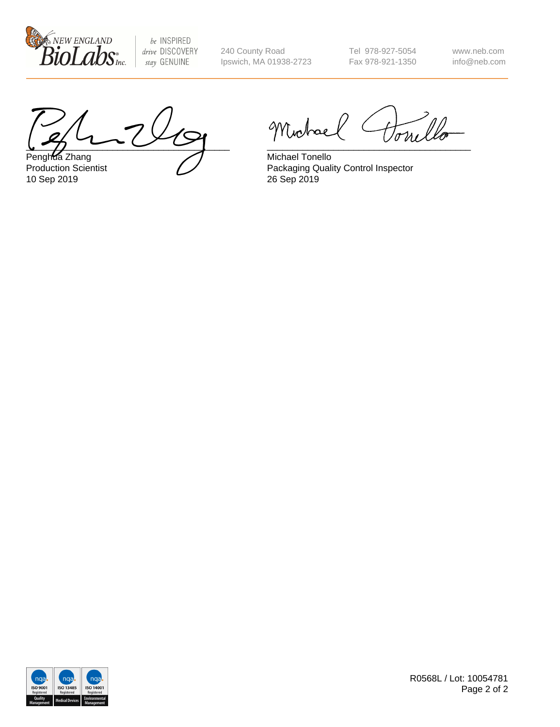NEW ENGLAND BioLabs Inc.

be INSPIRED drive DISCOVERY stay GENUINE

240 County Road
Ipswich, MA 01938-2723

Tel 978-927-5054
Fax 978-921-1350

www.neb.com
info@neb.com

Penghua Zhang
Production Scientist
10 Sep 2019

Michael Tonello
Packaging Quality Control Inspector
26 Sep 2019

R0568L / Lot: 10054781